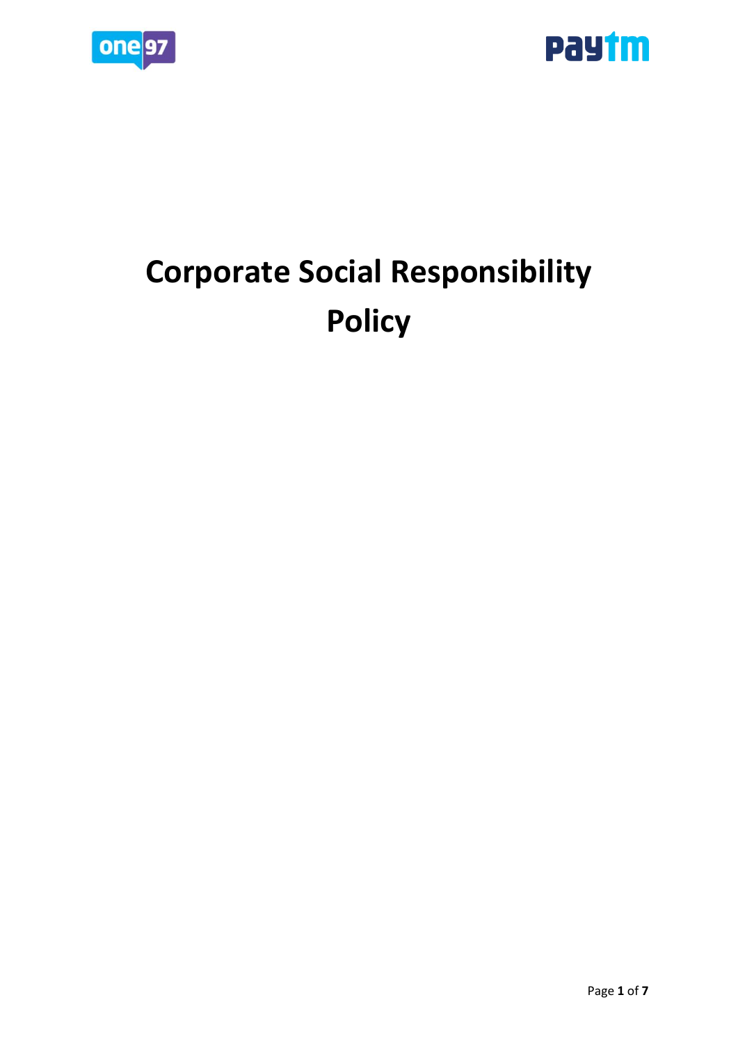# Corporate Social Responsibility Policy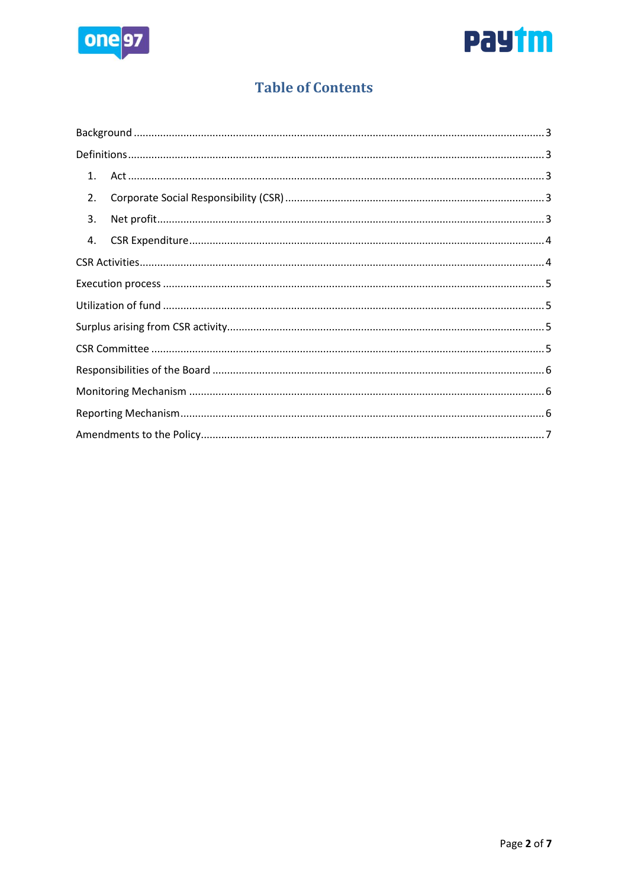# Table of Contents

Background .......... 3

Definitions .......... 3

1. Act .......... 3
2. Corporate Social Responsibility (CSR) .......... 3
3. Net profit .......... 3
4. CSR Expenditure .......... 4

CSR Activities .......... 4

Execution process .......... 5

Utilization of fund .......... 5

Surplus arising from CSR activity .......... 5

CSR Committee .......... 5

Responsibilities of the Board .......... 6

Monitoring Mechanism .......... 6

Reporting Mechanism .......... 6

Amendments to the Policy .......... 7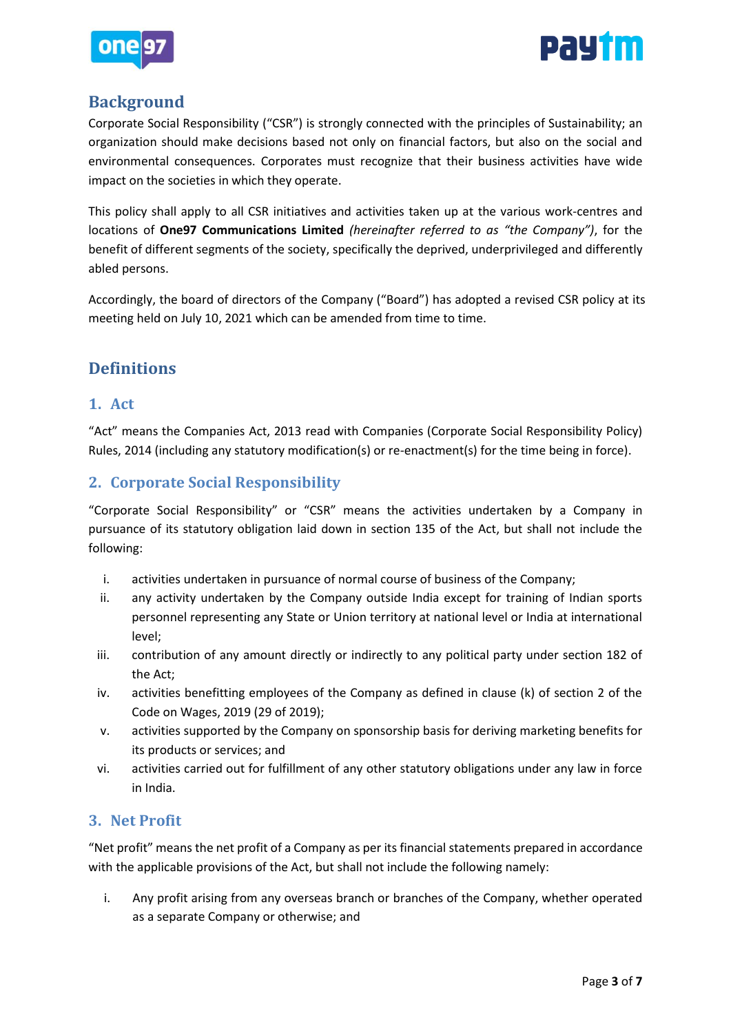## Background

Corporate Social Responsibility ("CSR") is strongly connected with the principles of Sustainability; an organization should make decisions based not only on financial factors, but also on the social and environmental consequences. Corporates must recognize that their business activities have wide impact on the societies in which they operate.

This policy shall apply to all CSR initiatives and activities taken up at the various work-centres and locations of **One97 Communications Limited** *(hereinafter referred to as "the Company")*, for the benefit of different segments of the society, specifically the deprived, underprivileged and differently abled persons.

Accordingly, the board of directors of the Company ("Board") has adopted a revised CSR policy at its meeting held on July 10, 2021 which can be amended from time to time.

## Definitions

### 1. Act

"Act" means the Companies Act, 2013 read with Companies (Corporate Social Responsibility Policy) Rules, 2014 (including any statutory modification(s) or re-enactment(s) for the time being in force).

### 2. Corporate Social Responsibility

"Corporate Social Responsibility" or "CSR" means the activities undertaken by a Company in pursuance of its statutory obligation laid down in section 135 of the Act, but shall not include the following:

i. activities undertaken in pursuance of normal course of business of the Company;

ii. any activity undertaken by the Company outside India except for training of Indian sports personnel representing any State or Union territory at national level or India at international level;

iii. contribution of any amount directly or indirectly to any political party under section 182 of the Act;

iv. activities benefitting employees of the Company as defined in clause (k) of section 2 of the Code on Wages, 2019 (29 of 2019);

v. activities supported by the Company on sponsorship basis for deriving marketing benefits for its products or services; and

vi. activities carried out for fulfillment of any other statutory obligations under any law in force in India.

### 3. Net Profit

"Net profit" means the net profit of a Company as per its financial statements prepared in accordance with the applicable provisions of the Act, but shall not include the following namely:

i. Any profit arising from any overseas branch or branches of the Company, whether operated as a separate Company or otherwise; and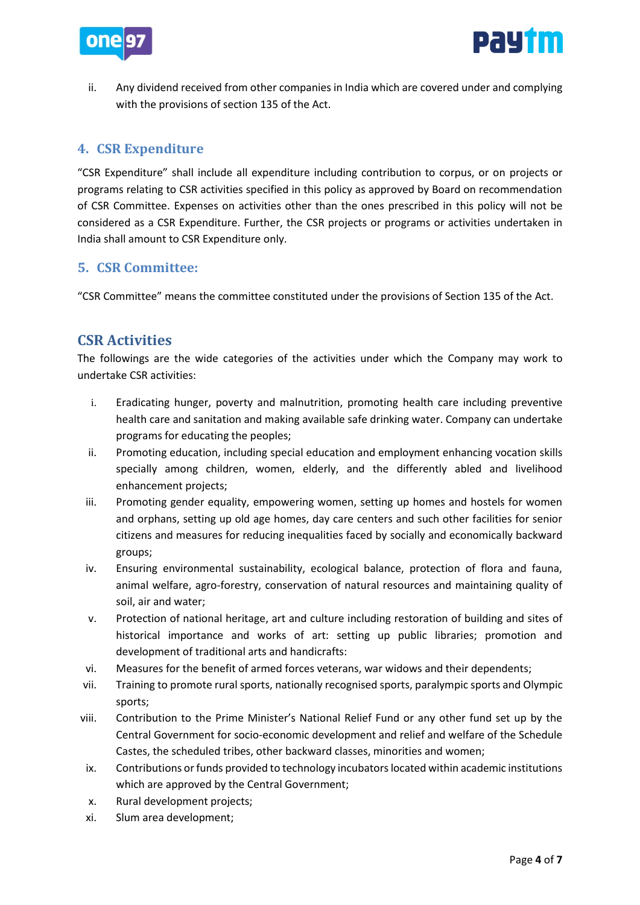ii. Any dividend received from other companies in India which are covered under and complying with the provisions of section 135 of the Act.

## 4. CSR Expenditure

"CSR Expenditure" shall include all expenditure including contribution to corpus, or on projects or programs relating to CSR activities specified in this policy as approved by Board on recommendation of CSR Committee. Expenses on activities other than the ones prescribed in this policy will not be considered as a CSR Expenditure. Further, the CSR projects or programs or activities undertaken in India shall amount to CSR Expenditure only.

## 5. CSR Committee:

"CSR Committee" means the committee constituted under the provisions of Section 135 of the Act.

## CSR Activities

The followings are the wide categories of the activities under which the Company may work to undertake CSR activities:

i. Eradicating hunger, poverty and malnutrition, promoting health care including preventive health care and sanitation and making available safe drinking water. Company can undertake programs for educating the peoples;

ii. Promoting education, including special education and employment enhancing vocation skills specially among children, women, elderly, and the differently abled and livelihood enhancement projects;

iii. Promoting gender equality, empowering women, setting up homes and hostels for women and orphans, setting up old age homes, day care centers and such other facilities for senior citizens and measures for reducing inequalities faced by socially and economically backward groups;

iv. Ensuring environmental sustainability, ecological balance, protection of flora and fauna, animal welfare, agro-forestry, conservation of natural resources and maintaining quality of soil, air and water;

v. Protection of national heritage, art and culture including restoration of building and sites of historical importance and works of art: setting up public libraries; promotion and development of traditional arts and handicrafts:

vi. Measures for the benefit of armed forces veterans, war widows and their dependents;

vii. Training to promote rural sports, nationally recognised sports, paralympic sports and Olympic sports;

viii. Contribution to the Prime Minister's National Relief Fund or any other fund set up by the Central Government for socio-economic development and relief and welfare of the Schedule Castes, the scheduled tribes, other backward classes, minorities and women;

ix. Contributions or funds provided to technology incubators located within academic institutions which are approved by the Central Government;

x. Rural development projects;

xi. Slum area development;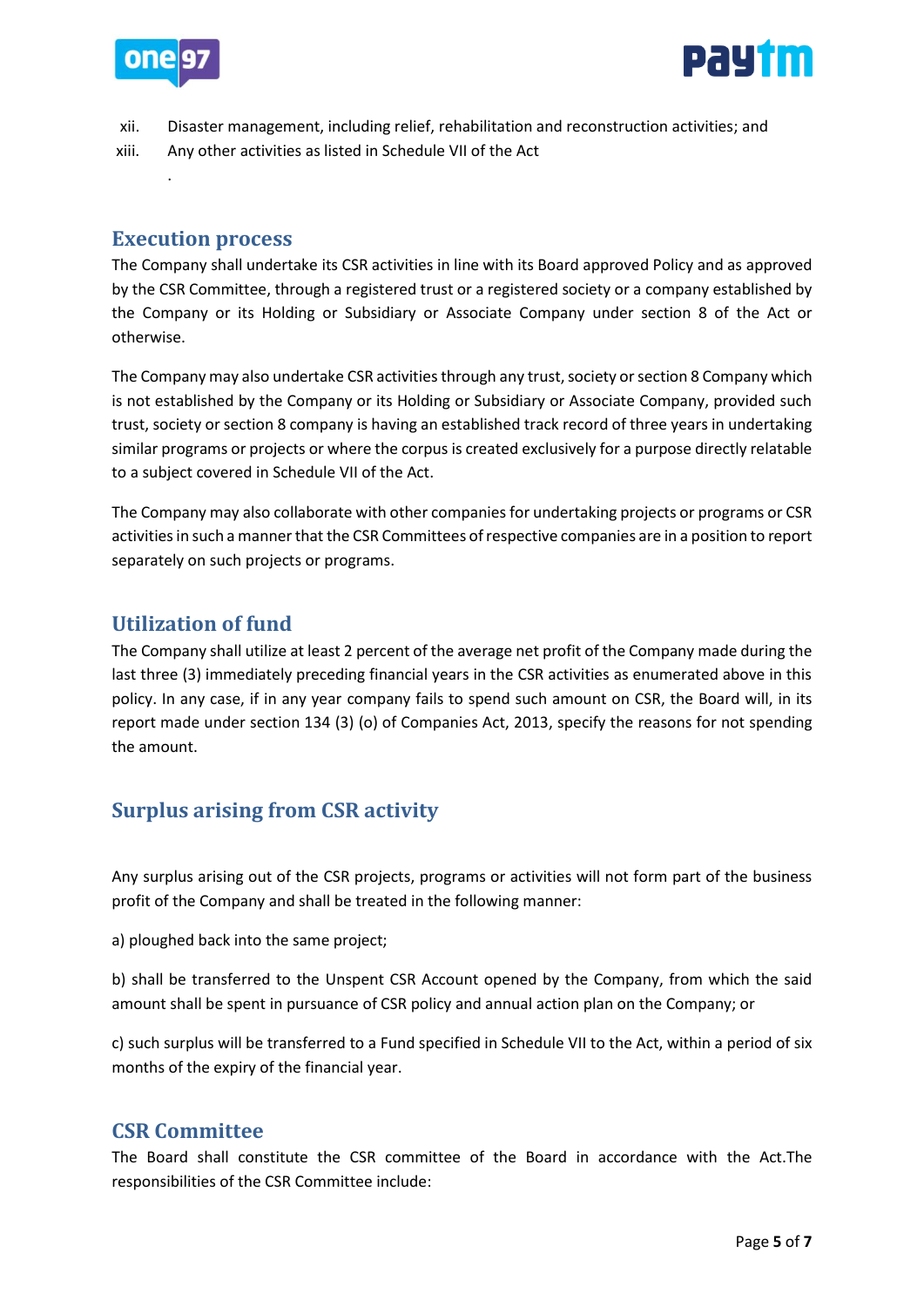xii. Disaster management, including relief, rehabilitation and reconstruction activities; and

xiii. Any other activities as listed in Schedule VII of the Act

.

## Execution process

The Company shall undertake its CSR activities in line with its Board approved Policy and as approved by the CSR Committee, through a registered trust or a registered society or a company established by the Company or its Holding or Subsidiary or Associate Company under section 8 of the Act or otherwise.

The Company may also undertake CSR activities through any trust, society or section 8 Company which is not established by the Company or its Holding or Subsidiary or Associate Company, provided such trust, society or section 8 company is having an established track record of three years in undertaking similar programs or projects or where the corpus is created exclusively for a purpose directly relatable to a subject covered in Schedule VII of the Act.

The Company may also collaborate with other companies for undertaking projects or programs or CSR activities in such a manner that the CSR Committees of respective companies are in a position to report separately on such projects or programs.

## Utilization of fund

The Company shall utilize at least 2 percent of the average net profit of the Company made during the last three (3) immediately preceding financial years in the CSR activities as enumerated above in this policy. In any case, if in any year company fails to spend such amount on CSR, the Board will, in its report made under section 134 (3) (o) of Companies Act, 2013, specify the reasons for not spending the amount.

## Surplus arising from CSR activity

Any surplus arising out of the CSR projects, programs or activities will not form part of the business profit of the Company and shall be treated in the following manner:

a) ploughed back into the same project;

b) shall be transferred to the Unspent CSR Account opened by the Company, from which the said amount shall be spent in pursuance of CSR policy and annual action plan on the Company; or

c) such surplus will be transferred to a Fund specified in Schedule VII to the Act, within a period of six months of the expiry of the financial year.

## CSR Committee

The Board shall constitute the CSR committee of the Board in accordance with the Act.The responsibilities of the CSR Committee include: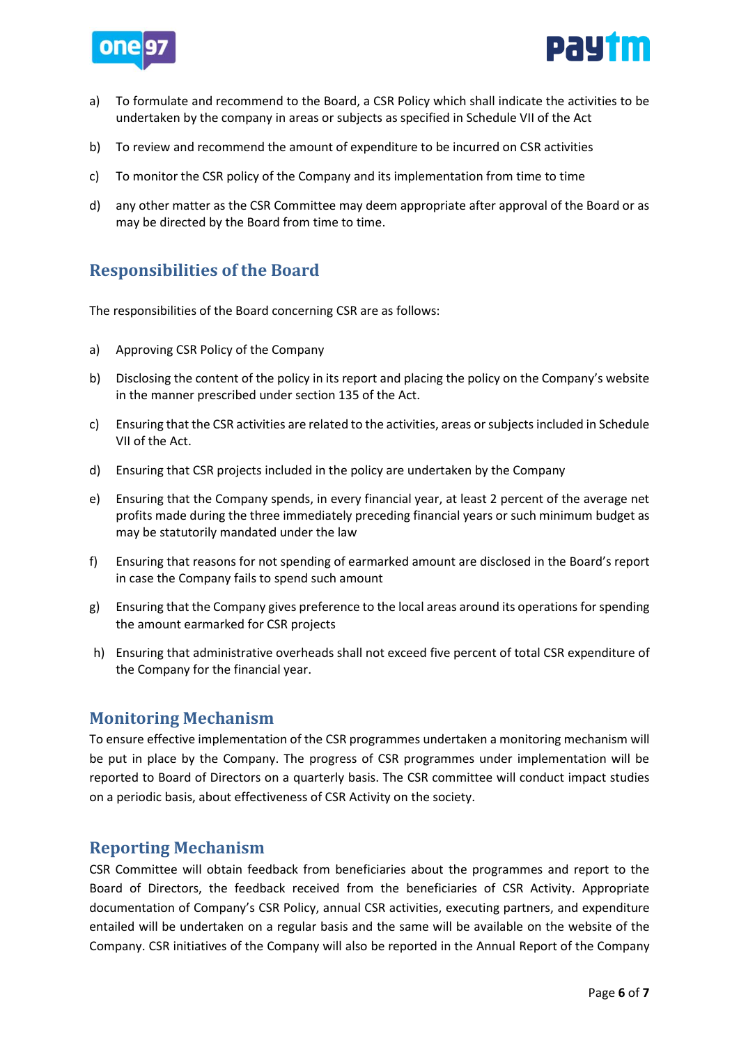a) To formulate and recommend to the Board, a CSR Policy which shall indicate the activities to be undertaken by the company in areas or subjects as specified in Schedule VII of the Act

b) To review and recommend the amount of expenditure to be incurred on CSR activities

c) To monitor the CSR policy of the Company and its implementation from time to time

d) any other matter as the CSR Committee may deem appropriate after approval of the Board or as may be directed by the Board from time to time.

## Responsibilities of the Board

The responsibilities of the Board concerning CSR are as follows:

a) Approving CSR Policy of the Company

b) Disclosing the content of the policy in its report and placing the policy on the Company's website in the manner prescribed under section 135 of the Act.

c) Ensuring that the CSR activities are related to the activities, areas or subjects included in Schedule VII of the Act.

d) Ensuring that CSR projects included in the policy are undertaken by the Company

e) Ensuring that the Company spends, in every financial year, at least 2 percent of the average net profits made during the three immediately preceding financial years or such minimum budget as may be statutorily mandated under the law

f) Ensuring that reasons for not spending of earmarked amount are disclosed in the Board's report in case the Company fails to spend such amount

g) Ensuring that the Company gives preference to the local areas around its operations for spending the amount earmarked for CSR projects

h) Ensuring that administrative overheads shall not exceed five percent of total CSR expenditure of the Company for the financial year.

## Monitoring Mechanism

To ensure effective implementation of the CSR programmes undertaken a monitoring mechanism will be put in place by the Company. The progress of CSR programmes under implementation will be reported to Board of Directors on a quarterly basis. The CSR committee will conduct impact studies on a periodic basis, about effectiveness of CSR Activity on the society.

## Reporting Mechanism

CSR Committee will obtain feedback from beneficiaries about the programmes and report to the Board of Directors, the feedback received from the beneficiaries of CSR Activity. Appropriate documentation of Company's CSR Policy, annual CSR activities, executing partners, and expenditure entailed will be undertaken on a regular basis and the same will be available on the website of the Company. CSR initiatives of the Company will also be reported in the Annual Report of the Company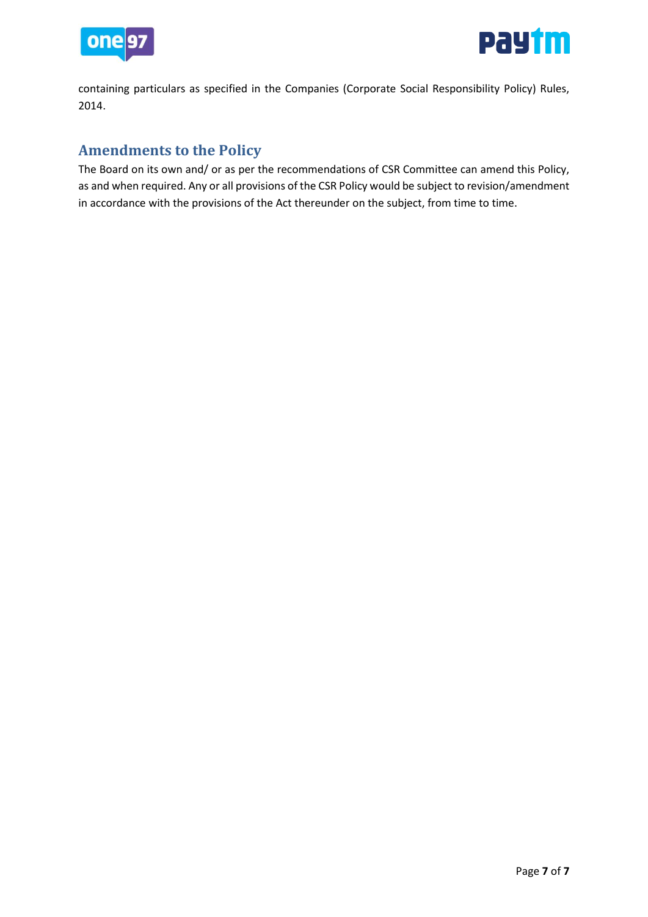containing particulars as specified in the Companies (Corporate Social Responsibility Policy) Rules, 2014.

## Amendments to the Policy

The Board on its own and/ or as per the recommendations of CSR Committee can amend this Policy, as and when required. Any or all provisions of the CSR Policy would be subject to revision/amendment in accordance with the provisions of the Act thereunder on the subject, from time to time.